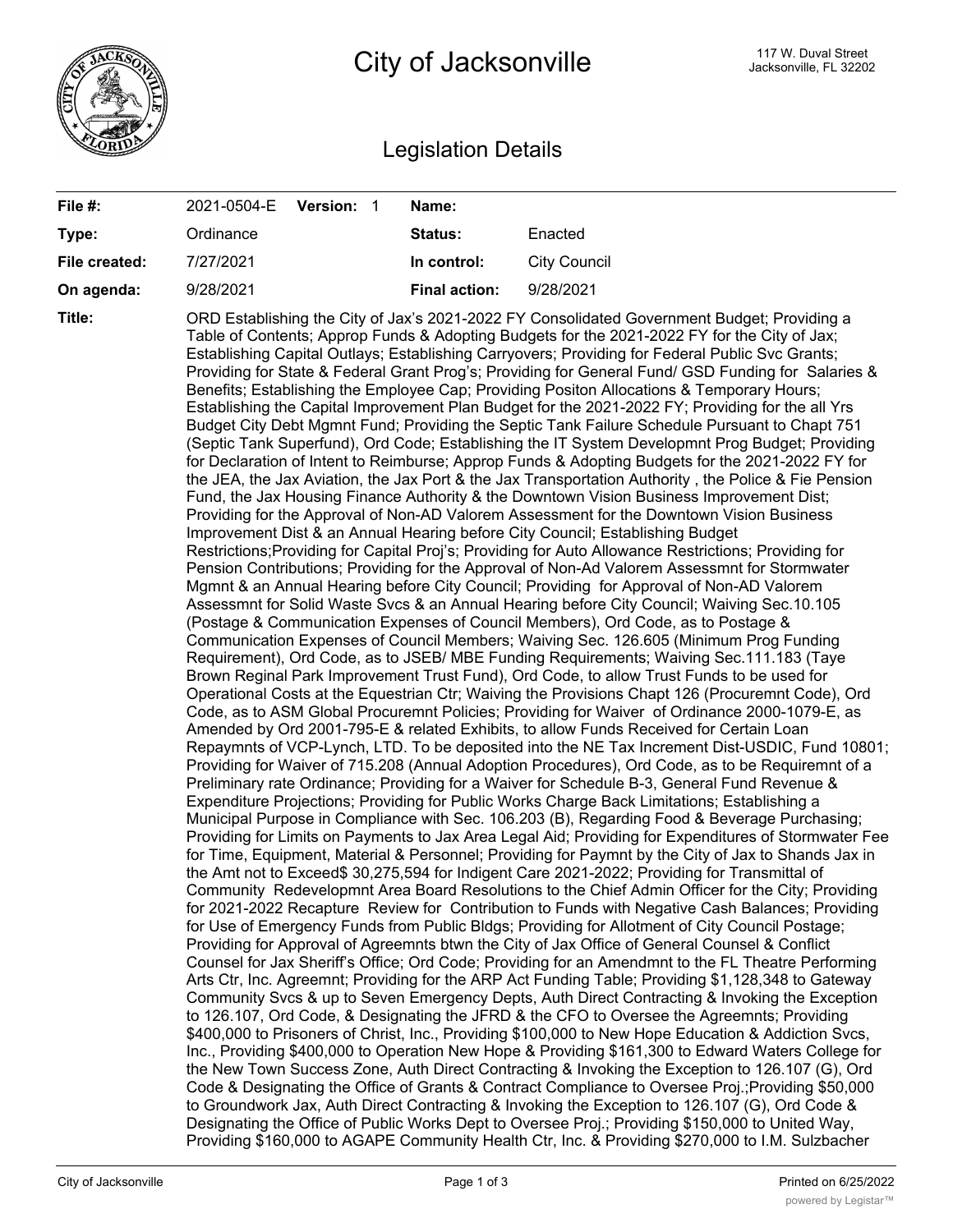# City of Jacksonville

117 W. Duval Street
Jacksonville, FL 32202

## Legislation Details

| | | | |
|---|---|---|---|
| **File #:** | 2021-0504-E **Version:** 1 | **Name:** | |
| **Type:** | Ordinance | **Status:** | Enacted |
| **File created:** | 7/27/2021 | **In control:** | City Council |
| **On agenda:** | 9/28/2021 | **Final action:** | 9/28/2021 |

**Title:** ORD Establishing the City of Jax's 2021-2022 FY Consolidated Government Budget; Providing a Table of Contents; Approp Funds & Adopting Budgets for the 2021-2022 FY for the City of Jax; Establishing Capital Outlays; Establishing Carryovers; Providing for Federal Public Svc Grants; Providing for State & Federal Grant Prog's; Providing for General Fund/ GSD Funding for Salaries & Benefits; Establishing the Employee Cap; Providing Positon Allocations & Temporary Hours; Establishing the Capital Improvement Plan Budget for the 2021-2022 FY; Providing for the all Yrs Budget City Debt Mgmnt Fund; Providing the Septic Tank Failure Schedule Pursuant to Chapt 751 (Septic Tank Superfund), Ord Code; Establishing the IT System Developmnt Prog Budget; Providing for Declaration of Intent to Reimburse; Approp Funds & Adopting Budgets for the 2021-2022 FY for the JEA, the Jax Aviation, the Jax Port & the Jax Transportation Authority , the Police & Fie Pension Fund, the Jax Housing Finance Authority & the Downtown Vision Business Improvement Dist; Providing for the Approval of Non-AD Valorem Assessment for the Downtown Vision Business Improvement Dist & an Annual Hearing before City Council; Establishing Budget Restrictions;Providing for Capital Proj's; Providing for Auto Allowance Restrictions; Providing for Pension Contributions; Providing for the Approval of Non-Ad Valorem Assessmnt for Stormwater Mgmnt & an Annual Hearing before City Council; Providing for Approval of Non-AD Valorem Assessmnt for Solid Waste Svcs & an Annual Hearing before City Council; Waiving Sec.10.105 (Postage & Communication Expenses of Council Members), Ord Code, as to Postage & Communication Expenses of Council Members; Waiving Sec. 126.605 (Minimum Prog Funding Requirement), Ord Code, as to JSEB/ MBE Funding Requirements; Waiving Sec.111.183 (Taye Brown Reginal Park Improvement Trust Fund), Ord Code, to allow Trust Funds to be used for Operational Costs at the Equestrian Ctr; Waiving the Provisions Chapt 126 (Procuremnt Code), Ord Code, as to ASM Global Procuremnt Policies; Providing for Waiver of Ordinance 2000-1079-E, as Amended by Ord 2001-795-E & related Exhibits, to allow Funds Received for Certain Loan Repaymnts of VCP-Lynch, LTD. To be deposited into the NE Tax Increment Dist-USDIC, Fund 10801; Providing for Waiver of 715.208 (Annual Adoption Procedures), Ord Code, as to be Requiremnt of a Preliminary rate Ordinance; Providing for a Waiver for Schedule B-3, General Fund Revenue & Expenditure Projections; Providing for Public Works Charge Back Limitations; Establishing a Municipal Purpose in Compliance with Sec. 106.203 (B), Regarding Food & Beverage Purchasing; Providing for Limits on Payments to Jax Area Legal Aid; Providing for Expenditures of Stormwater Fee for Time, Equipment, Material & Personnel; Providing for Paymnt by the City of Jax to Shands Jax in the Amt not to Exceed$ 30,275,594 for Indigent Care 2021-2022; Providing for Transmittal of Community Redevelopmnt Area Board Resolutions to the Chief Admin Officer for the City; Providing for 2021-2022 Recapture Review for Contribution to Funds with Negative Cash Balances; Providing for Use of Emergency Funds from Public Bldgs; Providing for Allotment of City Council Postage; Providing for Approval of Agreemnts btwn the City of Jax Office of General Counsel & Conflict Counsel for Jax Sheriff's Office; Ord Code; Providing for an Amendmnt to the FL Theatre Performing Arts Ctr, Inc. Agreemnt; Providing for the ARP Act Funding Table; Providing $1,128,348 to Gateway Community Svcs & up to Seven Emergency Depts, Auth Direct Contracting & Invoking the Exception to 126.107, Ord Code, & Designating the JFRD & the CFO to Oversee the Agreemnts; Providing $400,000 to Prisoners of Christ, Inc., Providing $100,000 to New Hope Education & Addiction Svcs, Inc., Providing $400,000 to Operation New Hope & Providing $161,300 to Edward Waters College for the New Town Success Zone, Auth Direct Contracting & Invoking the Exception to 126.107 (G), Ord Code & Designating the Office of Grants & Contract Compliance to Oversee Proj.;Providing $50,000 to Groundwork Jax, Auth Direct Contracting & Invoking the Exception to 126.107 (G), Ord Code & Designating the Office of Public Works Dept to Oversee Proj.; Providing $150,000 to United Way, Providing $160,000 to AGAPE Community Health Ctr, Inc. & Providing $270,000 to I.M. Sulzbacher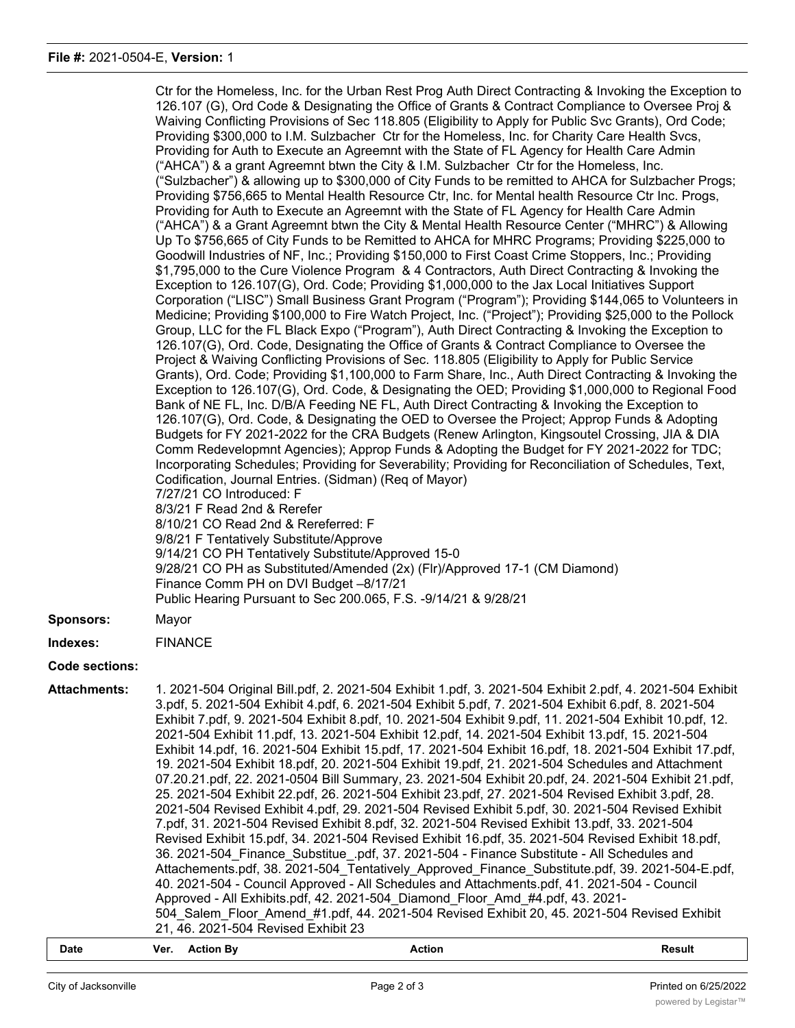**File #:** 2021-0504-E, **Version:** 1

Ctr for the Homeless, Inc. for the Urban Rest Prog Auth Direct Contracting & Invoking the Exception to 126.107 (G), Ord Code & Designating the Office of Grants & Contract Compliance to Oversee Proj & Waiving Conflicting Provisions of Sec 118.805 (Eligibility to Apply for Public Svc Grants), Ord Code; Providing $300,000 to I.M. Sulzbacher Ctr for the Homeless, Inc. for Charity Care Health Svcs, Providing for Auth to Execute an Agreemnt with the State of FL Agency for Health Care Admin ("AHCA") & a grant Agreemnt btwn the City & I.M. Sulzbacher Ctr for the Homeless, Inc. ("Sulzbacher") & allowing up to $300,000 of City Funds to be remitted to AHCA for Sulzbacher Progs; Providing $756,665 to Mental Health Resource Ctr, Inc. for Mental health Resource Ctr Inc. Progs, Providing for Auth to Execute an Agreemnt with the State of FL Agency for Health Care Admin ("AHCA") & a Grant Agreemnt btwn the City & Mental Health Resource Center ("MHRC") & Allowing Up To $756,665 of City Funds to be Remitted to AHCA for MHRC Programs; Providing $225,000 to Goodwill Industries of NF, Inc.; Providing $150,000 to First Coast Crime Stoppers, Inc.; Providing $1,795,000 to the Cure Violence Program & 4 Contractors, Auth Direct Contracting & Invoking the Exception to 126.107(G), Ord. Code; Providing $1,000,000 to the Jax Local Initiatives Support Corporation ("LISC") Small Business Grant Program ("Program"); Providing $144,065 to Volunteers in Medicine; Providing $100,000 to Fire Watch Project, Inc. ("Project"); Providing $25,000 to the Pollock Group, LLC for the FL Black Expo ("Program"), Auth Direct Contracting & Invoking the Exception to 126.107(G), Ord. Code, Designating the Office of Grants & Contract Compliance to Oversee the Project & Waiving Conflicting Provisions of Sec. 118.805 (Eligibility to Apply for Public Service Grants), Ord. Code; Providing $1,100,000 to Farm Share, Inc., Auth Direct Contracting & Invoking the Exception to 126.107(G), Ord. Code, & Designating the OED; Providing $1,000,000 to Regional Food Bank of NE FL, Inc. D/B/A Feeding NE FL, Auth Direct Contracting & Invoking the Exception to 126.107(G), Ord. Code, & Designating the OED to Oversee the Project; Approp Funds & Adopting Budgets for FY 2021-2022 for the CRA Budgets (Renew Arlington, Kingsoutel Crossing, JIA & DIA Comm Redevelopmnt Agencies); Approp Funds & Adopting the Budget for FY 2021-2022 for TDC; Incorporating Schedules; Providing for Severability; Providing for Reconciliation of Schedules, Text, Codification, Journal Entries. (Sidman) (Req of Mayor)
7/27/21 CO Introduced: F
8/3/21 F Read 2nd & Rerefer
8/10/21 CO Read 2nd & Rereferred: F
9/8/21 F Tentatively Substitute/Approve
9/14/21 CO PH Tentatively Substitute/Approved 15-0
9/28/21 CO PH as Substituted/Amended (2x) (Flr)/Approved 17-1 (CM Diamond)
Finance Comm PH on DVI Budget –8/17/21
Public Hearing Pursuant to Sec 200.065, F.S. -9/14/21 & 9/28/21

**Sponsors:** Mayor

**Indexes:** FINANCE

**Code sections:**

**Attachments:** 1. 2021-504 Original Bill.pdf, 2. 2021-504 Exhibit 1.pdf, 3. 2021-504 Exhibit 2.pdf, 4. 2021-504 Exhibit 3.pdf, 5. 2021-504 Exhibit 4.pdf, 6. 2021-504 Exhibit 5.pdf, 7. 2021-504 Exhibit 6.pdf, 8. 2021-504 Exhibit 7.pdf, 9. 2021-504 Exhibit 8.pdf, 10. 2021-504 Exhibit 9.pdf, 11. 2021-504 Exhibit 10.pdf, 12. 2021-504 Exhibit 11.pdf, 13. 2021-504 Exhibit 12.pdf, 14. 2021-504 Exhibit 13.pdf, 15. 2021-504 Exhibit 14.pdf, 16. 2021-504 Exhibit 15.pdf, 17. 2021-504 Exhibit 16.pdf, 18. 2021-504 Exhibit 17.pdf, 19. 2021-504 Exhibit 18.pdf, 20. 2021-504 Exhibit 19.pdf, 21. 2021-504 Schedules and Attachment 07.20.21.pdf, 22. 2021-0504 Bill Summary, 23. 2021-504 Exhibit 20.pdf, 24. 2021-504 Exhibit 21.pdf, 25. 2021-504 Exhibit 22.pdf, 26. 2021-504 Exhibit 23.pdf, 27. 2021-504 Revised Exhibit 3.pdf, 28. 2021-504 Revised Exhibit 4.pdf, 29. 2021-504 Revised Exhibit 5.pdf, 30. 2021-504 Revised Exhibit 7.pdf, 31. 2021-504 Revised Exhibit 8.pdf, 32. 2021-504 Revised Exhibit 13.pdf, 33. 2021-504 Revised Exhibit 15.pdf, 34. 2021-504 Revised Exhibit 16.pdf, 35. 2021-504 Revised Exhibit 18.pdf, 36. 2021-504_Finance_Substitue_.pdf, 37. 2021-504 - Finance Substitute - All Schedules and Attachements.pdf, 38. 2021-504_Tentatively_Approved_Finance_Substitute.pdf, 39. 2021-504-E.pdf, 40. 2021-504 - Council Approved - All Schedules and Attachments.pdf, 41. 2021-504 - Council Approved - All Exhibits.pdf, 42. 2021-504_Diamond_Floor_Amd_#4.pdf, 43. 2021-504_Salem_Floor_Amend_#1.pdf, 44. 2021-504 Revised Exhibit 20, 45. 2021-504 Revised Exhibit 21, 46. 2021-504 Revised Exhibit 23

| Date | Ver. | Action By | Action | Result |
| --- | --- | --- | --- | --- |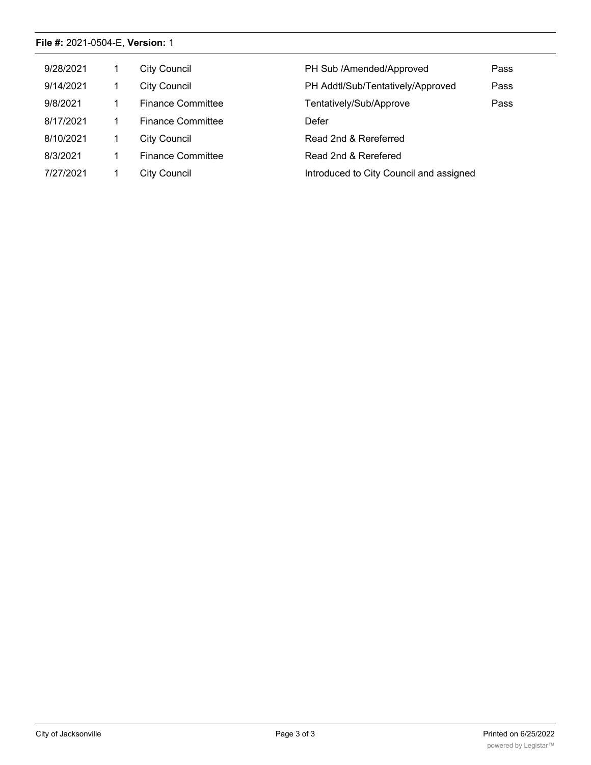| | | | | |
|---|---|---|---|---|
| 9/28/2021 | 1 | City Council | PH Sub /Amended/Approved | Pass |
| 9/14/2021 | 1 | City Council | PH Addtl/Sub/Tentatively/Approved | Pass |
| 9/8/2021 | 1 | Finance Committee | Tentatively/Sub/Approve | Pass |
| 8/17/2021 | 1 | Finance Committee | Defer | |
| 8/10/2021 | 1 | City Council | Read 2nd & Rereferred | |
| 8/3/2021 | 1 | Finance Committee | Read 2nd & Rerefered | |
| 7/27/2021 | 1 | City Council | Introduced to City Council and assigned | |